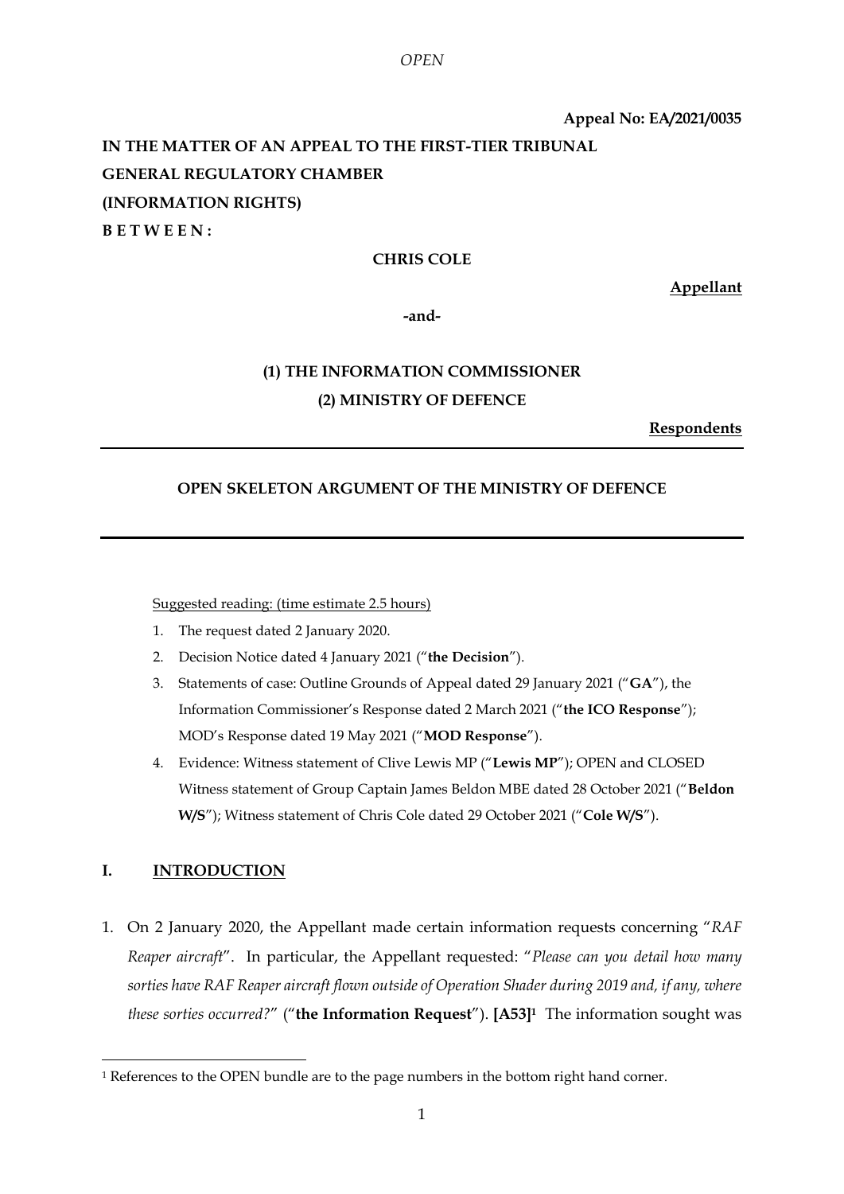OPEN

**Appeal No: EA/2021/0035**

**IN THE MATTER OF AN APPEAL TO THE FIRST-TIER TRIBUNAL**
**GENERAL REGULATORY CHAMBER**
**(INFORMATION RIGHTS)**
**B E T W E E N :**

**CHRIS COLE**

**Appellant**

**-and-**

**(1) THE INFORMATION COMMISSIONER**
**(2) MINISTRY OF DEFENCE**

**Respondents**

---

**OPEN SKELETON ARGUMENT OF THE MINISTRY OF DEFENCE**

---

Suggested reading: (time estimate 2.5 hours)

1. The request dated 2 January 2020.
2. Decision Notice dated 4 January 2021 ("**the Decision**").
3. Statements of case: Outline Grounds of Appeal dated 29 January 2021 ("**GA**"), the Information Commissioner's Response dated 2 March 2021 ("**the ICO Response**"); MOD's Response dated 19 May 2021 ("**MOD Response**").
4. Evidence: Witness statement of Clive Lewis MP ("**Lewis MP**"); OPEN and CLOSED Witness statement of Group Captain James Beldon MBE dated 28 October 2021 ("**Beldon W/S**"); Witness statement of Chris Cole dated 29 October 2021 ("**Cole W/S**").

## I. INTRODUCTION

1. On 2 January 2020, the Appellant made certain information requests concerning "*RAF Reaper aircraft*". In particular, the Appellant requested: "*Please can you detail how many sorties have RAF Reaper aircraft flown outside of Operation Shader during 2019 and, if any, where these sorties occurred?*" ("**the Information Request**"). **[A53]**[1] The information sought was

[1] References to the OPEN bundle are to the page numbers in the bottom right hand corner.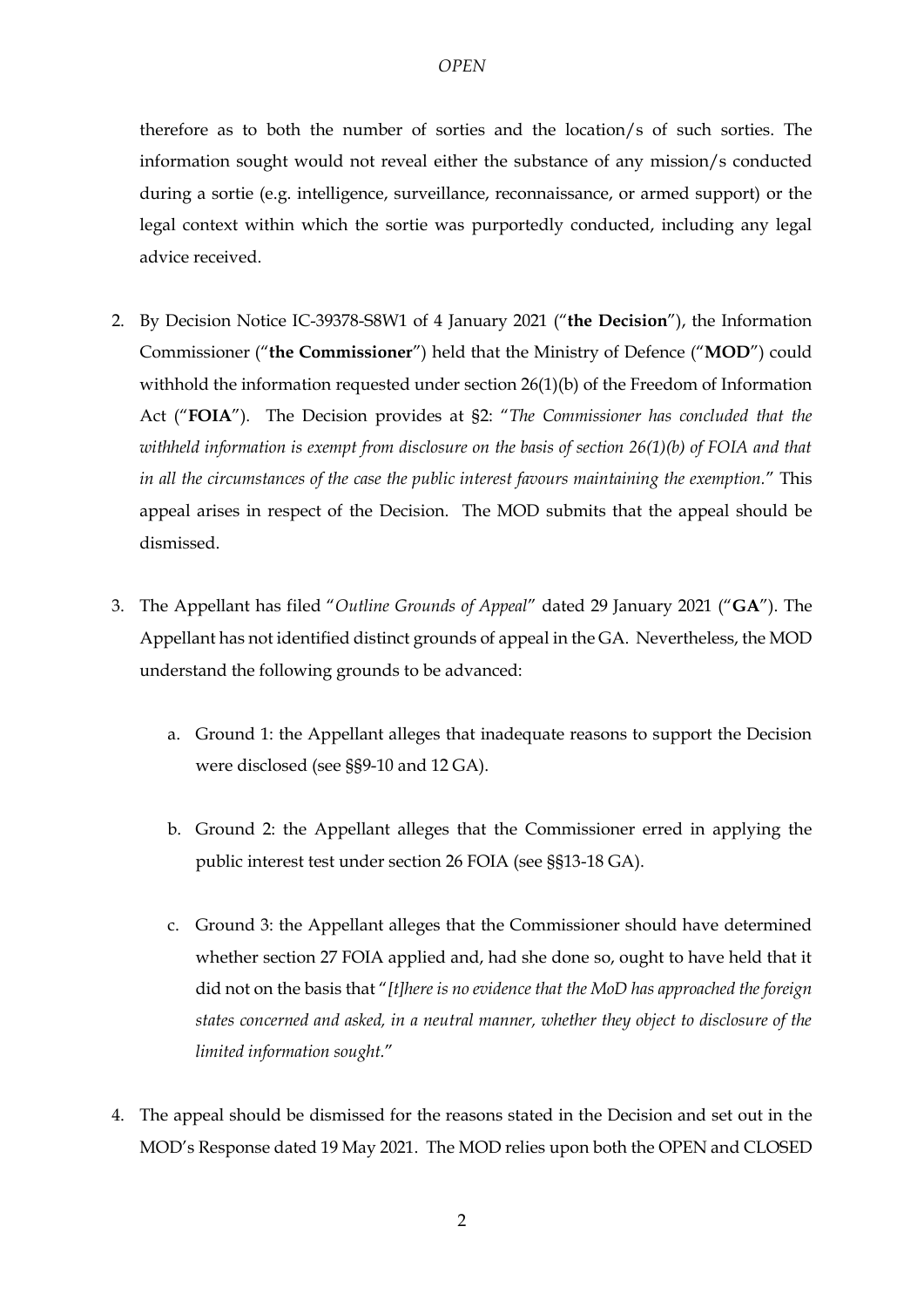therefore as to both the number of sorties and the location/s of such sorties. The information sought would not reveal either the substance of any mission/s conducted during a sortie (e.g. intelligence, surveillance, reconnaissance, or armed support) or the legal context within which the sortie was purportedly conducted, including any legal advice received.

2. By Decision Notice IC-39378-S8W1 of 4 January 2021 ("**the Decision**"), the Information Commissioner ("**the Commissioner**") held that the Ministry of Defence ("**MOD**") could withhold the information requested under section 26(1)(b) of the Freedom of Information Act ("**FOIA**"). The Decision provides at §2: "*The Commissioner has concluded that the withheld information is exempt from disclosure on the basis of section 26(1)(b) of FOIA and that in all the circumstances of the case the public interest favours maintaining the exemption.*" This appeal arises in respect of the Decision. The MOD submits that the appeal should be dismissed.

3. The Appellant has filed "*Outline Grounds of Appeal*" dated 29 January 2021 ("**GA**"). The Appellant has not identified distinct grounds of appeal in the GA. Nevertheless, the MOD understand the following grounds to be advanced:

    a. Ground 1: the Appellant alleges that inadequate reasons to support the Decision were disclosed (see §§9-10 and 12 GA).

    b. Ground 2: the Appellant alleges that the Commissioner erred in applying the public interest test under section 26 FOIA (see §§13-18 GA).

    c. Ground 3: the Appellant alleges that the Commissioner should have determined whether section 27 FOIA applied and, had she done so, ought to have held that it did not on the basis that "*[t]here is no evidence that the MoD has approached the foreign states concerned and asked, in a neutral manner, whether they object to disclosure of the limited information sought.*"

4. The appeal should be dismissed for the reasons stated in the Decision and set out in the MOD's Response dated 19 May 2021. The MOD relies upon both the OPEN and CLOSED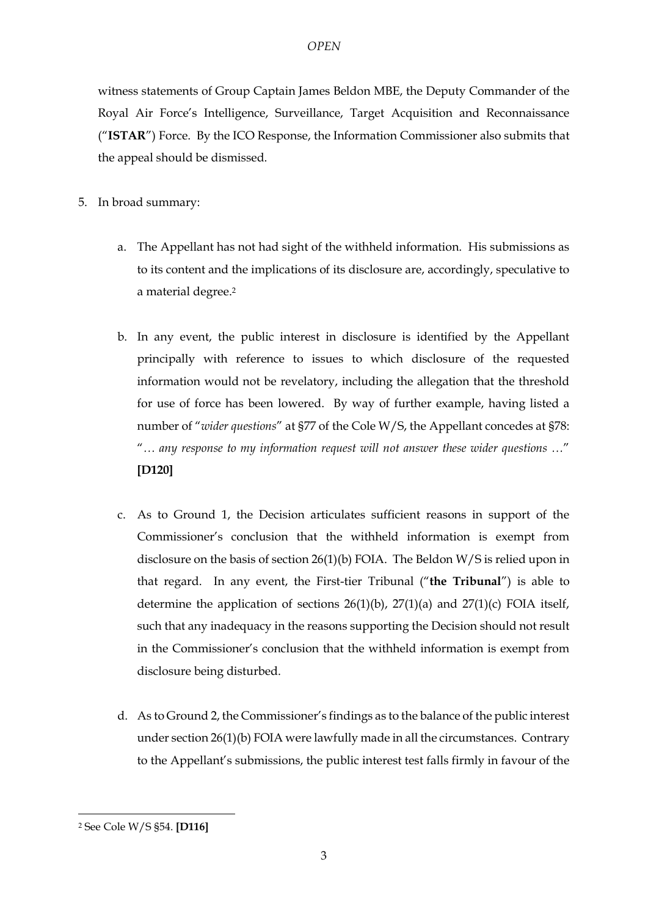witness statements of Group Captain James Beldon MBE, the Deputy Commander of the Royal Air Force's Intelligence, Surveillance, Target Acquisition and Reconnaissance ("**ISTAR**") Force. By the ICO Response, the Information Commissioner also submits that the appeal should be dismissed.

5. In broad summary:

   a. The Appellant has not had sight of the withheld information. His submissions as to its content and the implications of its disclosure are, accordingly, speculative to a material degree.[2]

   b. In any event, the public interest in disclosure is identified by the Appellant principally with reference to issues to which disclosure of the requested information would not be revelatory, including the allegation that the threshold for use of force has been lowered. By way of further example, having listed a number of "*wider questions*" at §77 of the Cole W/S, the Appellant concedes at §78: "*… any response to my information request will not answer these wider questions …*" **[D120]**

   c. As to Ground 1, the Decision articulates sufficient reasons in support of the Commissioner's conclusion that the withheld information is exempt from disclosure on the basis of section 26(1)(b) FOIA. The Beldon W/S is relied upon in that regard. In any event, the First-tier Tribunal ("**the Tribunal**") is able to determine the application of sections 26(1)(b), 27(1)(a) and 27(1)(c) FOIA itself, such that any inadequacy in the reasons supporting the Decision should not result in the Commissioner's conclusion that the withheld information is exempt from disclosure being disturbed.

   d. As to Ground 2, the Commissioner's findings as to the balance of the public interest under section 26(1)(b) FOIA were lawfully made in all the circumstances. Contrary to the Appellant's submissions, the public interest test falls firmly in favour of the

[2] See Cole W/S §54. **[D116]**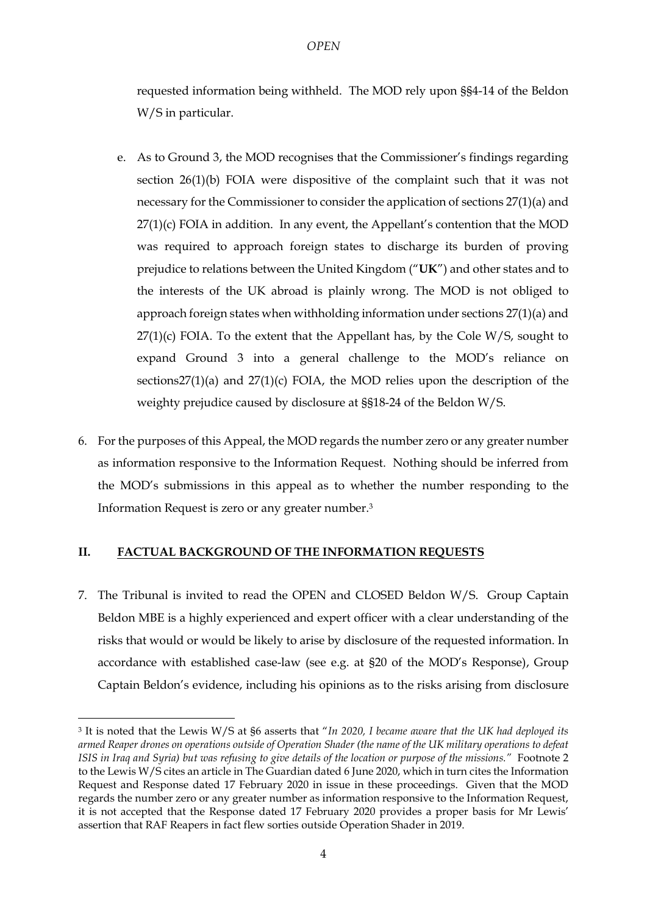requested information being withheld. The MOD rely upon §§4-14 of the Beldon W/S in particular.

e. As to Ground 3, the MOD recognises that the Commissioner's findings regarding section 26(1)(b) FOIA were dispositive of the complaint such that it was not necessary for the Commissioner to consider the application of sections 27(1)(a) and 27(1)(c) FOIA in addition. In any event, the Appellant's contention that the MOD was required to approach foreign states to discharge its burden of proving prejudice to relations between the United Kingdom ("**UK**") and other states and to the interests of the UK abroad is plainly wrong. The MOD is not obliged to approach foreign states when withholding information under sections 27(1)(a) and 27(1)(c) FOIA. To the extent that the Appellant has, by the Cole W/S, sought to expand Ground 3 into a general challenge to the MOD's reliance on sections27(1)(a) and 27(1)(c) FOIA, the MOD relies upon the description of the weighty prejudice caused by disclosure at §§18-24 of the Beldon W/S.

6. For the purposes of this Appeal, the MOD regards the number zero or any greater number as information responsive to the Information Request. Nothing should be inferred from the MOD's submissions in this appeal as to whether the number responding to the Information Request is zero or any greater number.[3]

## II. FACTUAL BACKGROUND OF THE INFORMATION REQUESTS

7. The Tribunal is invited to read the OPEN and CLOSED Beldon W/S. Group Captain Beldon MBE is a highly experienced and expert officer with a clear understanding of the risks that would or would be likely to arise by disclosure of the requested information. In accordance with established case-law (see e.g. at §20 of the MOD's Response), Group Captain Beldon's evidence, including his opinions as to the risks arising from disclosure

---

[3] It is noted that the Lewis W/S at §6 asserts that "*In 2020, I became aware that the UK had deployed its armed Reaper drones on operations outside of Operation Shader (the name of the UK military operations to defeat ISIS in Iraq and Syria) but was refusing to give details of the location or purpose of the missions.*" Footnote 2 to the Lewis W/S cites an article in The Guardian dated 6 June 2020, which in turn cites the Information Request and Response dated 17 February 2020 in issue in these proceedings. Given that the MOD regards the number zero or any greater number as information responsive to the Information Request, it is not accepted that the Response dated 17 February 2020 provides a proper basis for Mr Lewis' assertion that RAF Reapers in fact flew sorties outside Operation Shader in 2019.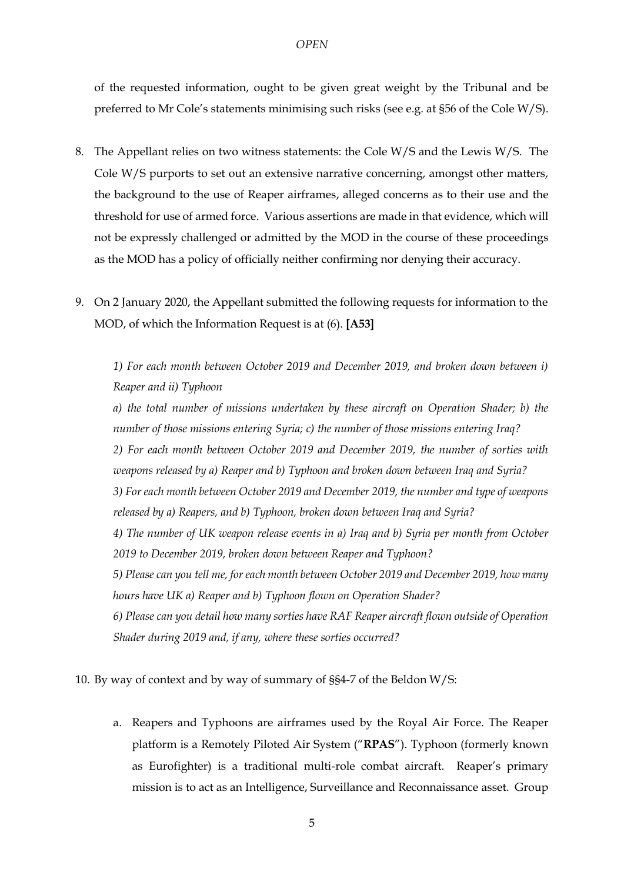of the requested information, ought to be given great weight by the Tribunal and be preferred to Mr Cole's statements minimising such risks (see e.g. at §56 of the Cole W/S).

8. The Appellant relies on two witness statements: the Cole W/S and the Lewis W/S. The Cole W/S purports to set out an extensive narrative concerning, amongst other matters, the background to the use of Reaper airframes, alleged concerns as to their use and the threshold for use of armed force. Various assertions are made in that evidence, which will not be expressly challenged or admitted by the MOD in the course of these proceedings as the MOD has a policy of officially neither confirming nor denying their accuracy.

9. On 2 January 2020, the Appellant submitted the following requests for information to the MOD, of which the Information Request is at (6). **[A53]**

   *1) For each month between October 2019 and December 2019, and broken down between i) Reaper and ii) Typhoon*

   *a) the total number of missions undertaken by these aircraft on Operation Shader; b) the number of those missions entering Syria; c) the number of those missions entering Iraq?*

   *2) For each month between October 2019 and December 2019, the number of sorties with weapons released by a) Reaper and b) Typhoon and broken down between Iraq and Syria?*

   *3) For each month between October 2019 and December 2019, the number and type of weapons released by a) Reapers, and b) Typhoon, broken down between Iraq and Syria?*

   *4) The number of UK weapon release events in a) Iraq and b) Syria per month from October 2019 to December 2019, broken down between Reaper and Typhoon?*

   *5) Please can you tell me, for each month between October 2019 and December 2019, how many hours have UK a) Reaper and b) Typhoon flown on Operation Shader?*

   *6) Please can you detail how many sorties have RAF Reaper aircraft flown outside of Operation Shader during 2019 and, if any, where these sorties occurred?*

10. By way of context and by way of summary of §§4-7 of the Beldon W/S:

    a. Reapers and Typhoons are airframes used by the Royal Air Force. The Reaper platform is a Remotely Piloted Air System ("**RPAS**"). Typhoon (formerly known as Eurofighter) is a traditional multi-role combat aircraft. Reaper's primary mission is to act as an Intelligence, Surveillance and Reconnaissance asset. Group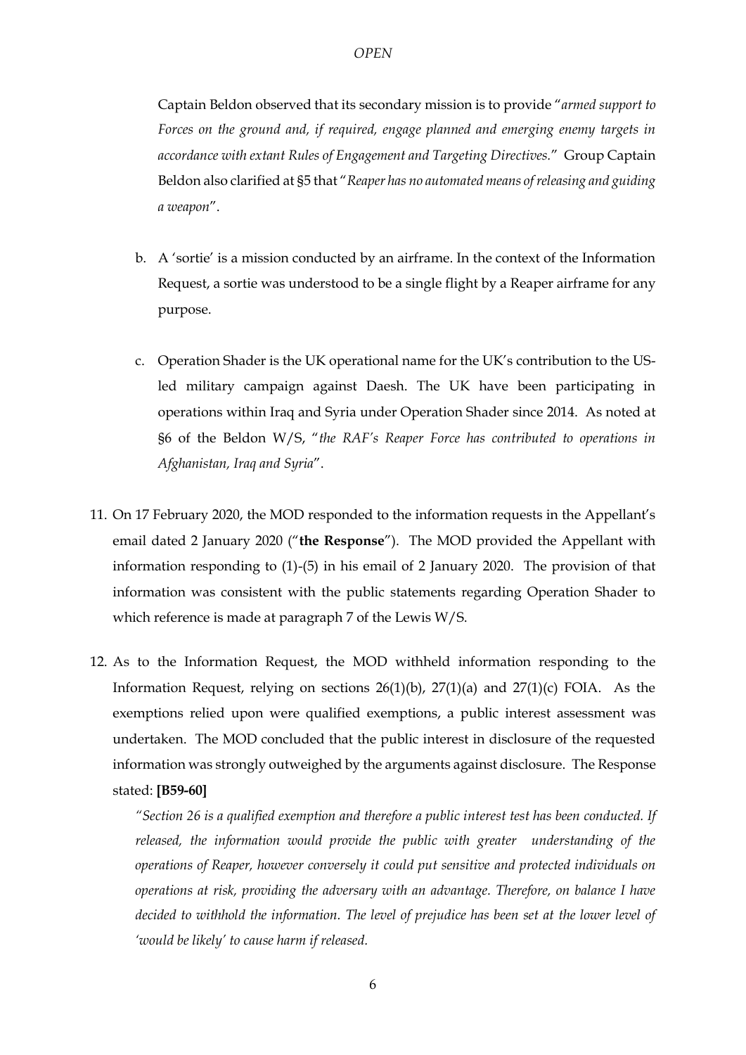Captain Beldon observed that its secondary mission is to provide "*armed support to Forces on the ground and, if required, engage planned and emerging enemy targets in accordance with extant Rules of Engagement and Targeting Directives.*" Group Captain Beldon also clarified at §5 that "*Reaper has no automated means of releasing and guiding a weapon*".

b. A 'sortie' is a mission conducted by an airframe. In the context of the Information Request, a sortie was understood to be a single flight by a Reaper airframe for any purpose.

c. Operation Shader is the UK operational name for the UK's contribution to the US-led military campaign against Daesh. The UK have been participating in operations within Iraq and Syria under Operation Shader since 2014. As noted at §6 of the Beldon W/S, "*the RAF's Reaper Force has contributed to operations in Afghanistan, Iraq and Syria*".

11. On 17 February 2020, the MOD responded to the information requests in the Appellant's email dated 2 January 2020 ("**the Response**"). The MOD provided the Appellant with information responding to (1)-(5) in his email of 2 January 2020. The provision of that information was consistent with the public statements regarding Operation Shader to which reference is made at paragraph 7 of the Lewis W/S.

12. As to the Information Request, the MOD withheld information responding to the Information Request, relying on sections 26(1)(b), 27(1)(a) and 27(1)(c) FOIA. As the exemptions relied upon were qualified exemptions, a public interest assessment was undertaken. The MOD concluded that the public interest in disclosure of the requested information was strongly outweighed by the arguments against disclosure. The Response stated: **[B59-60]**

"*Section 26 is a qualified exemption and therefore a public interest test has been conducted. If released, the information would provide the public with greater understanding of the operations of Reaper, however conversely it could put sensitive and protected individuals on operations at risk, providing the adversary with an advantage. Therefore, on balance I have decided to withhold the information. The level of prejudice has been set at the lower level of 'would be likely' to cause harm if released.*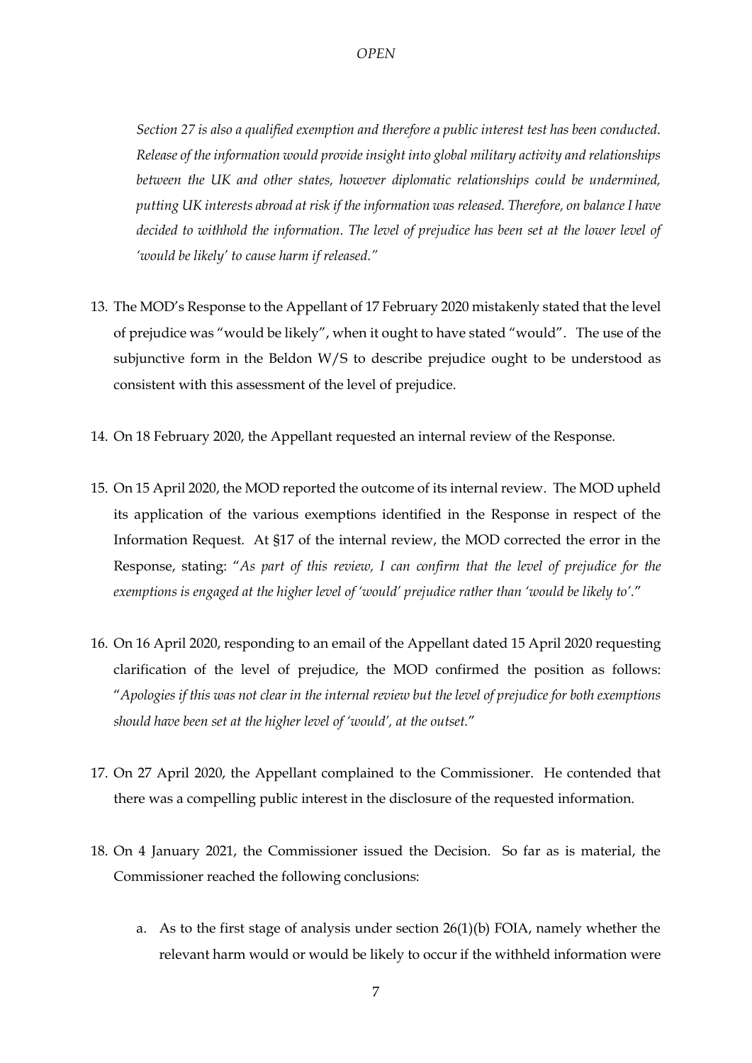*Section 27 is also a qualified exemption and therefore a public interest test has been conducted. Release of the information would provide insight into global military activity and relationships between the UK and other states, however diplomatic relationships could be undermined, putting UK interests abroad at risk if the information was released. Therefore, on balance I have decided to withhold the information. The level of prejudice has been set at the lower level of 'would be likely' to cause harm if released."*

13. The MOD's Response to the Appellant of 17 February 2020 mistakenly stated that the level of prejudice was "would be likely", when it ought to have stated "would". The use of the subjunctive form in the Beldon W/S to describe prejudice ought to be understood as consistent with this assessment of the level of prejudice.

14. On 18 February 2020, the Appellant requested an internal review of the Response.

15. On 15 April 2020, the MOD reported the outcome of its internal review. The MOD upheld its application of the various exemptions identified in the Response in respect of the Information Request. At §17 of the internal review, the MOD corrected the error in the Response, stating: "*As part of this review, I can confirm that the level of prejudice for the exemptions is engaged at the higher level of 'would' prejudice rather than 'would be likely to'.*"

16. On 16 April 2020, responding to an email of the Appellant dated 15 April 2020 requesting clarification of the level of prejudice, the MOD confirmed the position as follows: "*Apologies if this was not clear in the internal review but the level of prejudice for both exemptions should have been set at the higher level of 'would', at the outset.*"

17. On 27 April 2020, the Appellant complained to the Commissioner. He contended that there was a compelling public interest in the disclosure of the requested information.

18. On 4 January 2021, the Commissioner issued the Decision. So far as is material, the Commissioner reached the following conclusions:

    a. As to the first stage of analysis under section 26(1)(b) FOIA, namely whether the relevant harm would or would be likely to occur if the withheld information were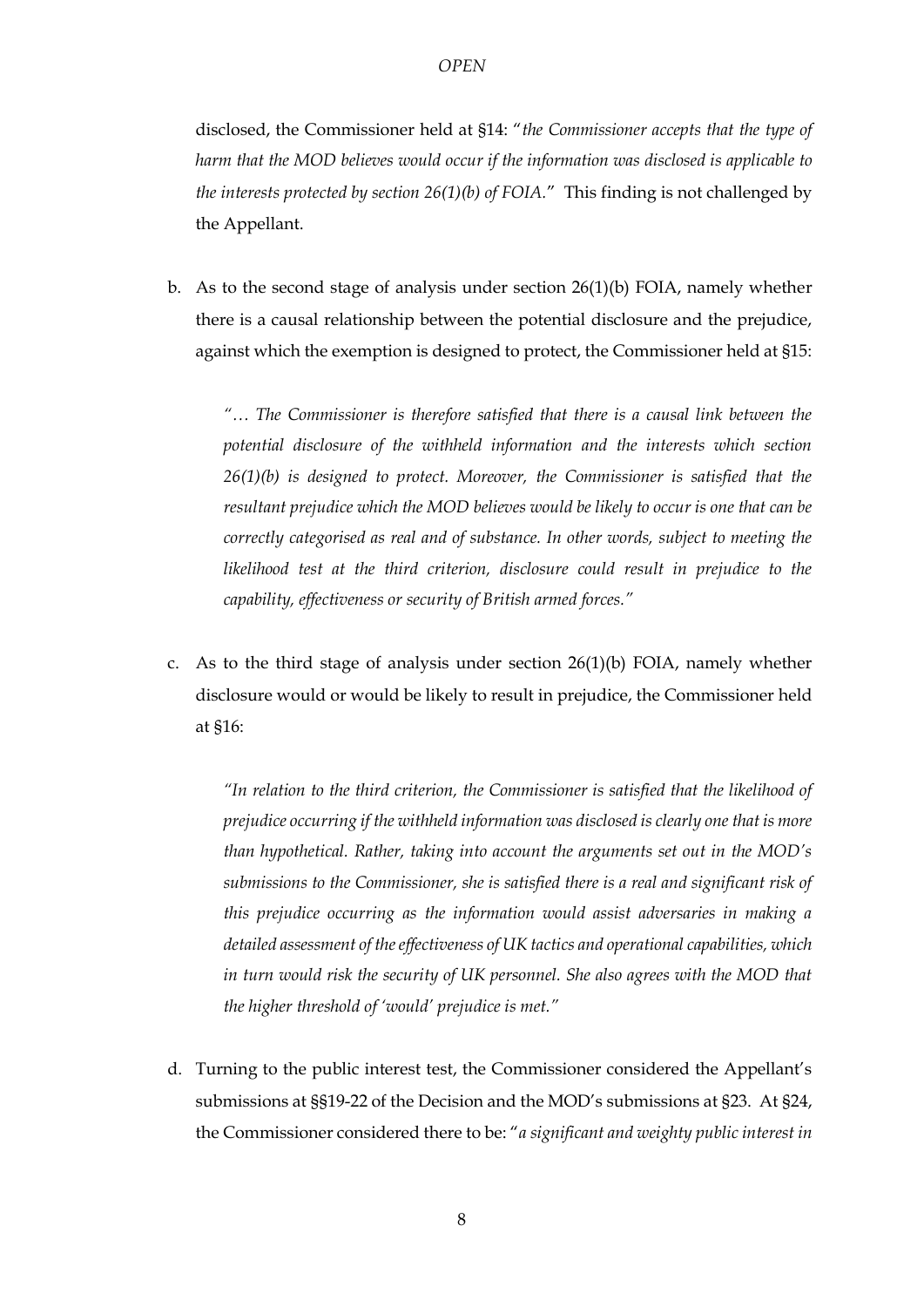disclosed, the Commissioner held at §14: "*the Commissioner accepts that the type of harm that the MOD believes would occur if the information was disclosed is applicable to the interests protected by section 26(1)(b) of FOIA.*" This finding is not challenged by the Appellant.

b. As to the second stage of analysis under section 26(1)(b) FOIA, namely whether there is a causal relationship between the potential disclosure and the prejudice, against which the exemption is designed to protect, the Commissioner held at §15:

   *"… The Commissioner is therefore satisfied that there is a causal link between the potential disclosure of the withheld information and the interests which section 26(1)(b) is designed to protect. Moreover, the Commissioner is satisfied that the resultant prejudice which the MOD believes would be likely to occur is one that can be correctly categorised as real and of substance. In other words, subject to meeting the likelihood test at the third criterion, disclosure could result in prejudice to the capability, effectiveness or security of British armed forces."*

c. As to the third stage of analysis under section 26(1)(b) FOIA, namely whether disclosure would or would be likely to result in prejudice, the Commissioner held at §16:

   *"In relation to the third criterion, the Commissioner is satisfied that the likelihood of prejudice occurring if the withheld information was disclosed is clearly one that is more than hypothetical. Rather, taking into account the arguments set out in the MOD's submissions to the Commissioner, she is satisfied there is a real and significant risk of this prejudice occurring as the information would assist adversaries in making a detailed assessment of the effectiveness of UK tactics and operational capabilities, which in turn would risk the security of UK personnel. She also agrees with the MOD that the higher threshold of 'would' prejudice is met."*

d. Turning to the public interest test, the Commissioner considered the Appellant's submissions at §§19-22 of the Decision and the MOD's submissions at §23. At §24, the Commissioner considered there to be: "*a significant and weighty public interest in*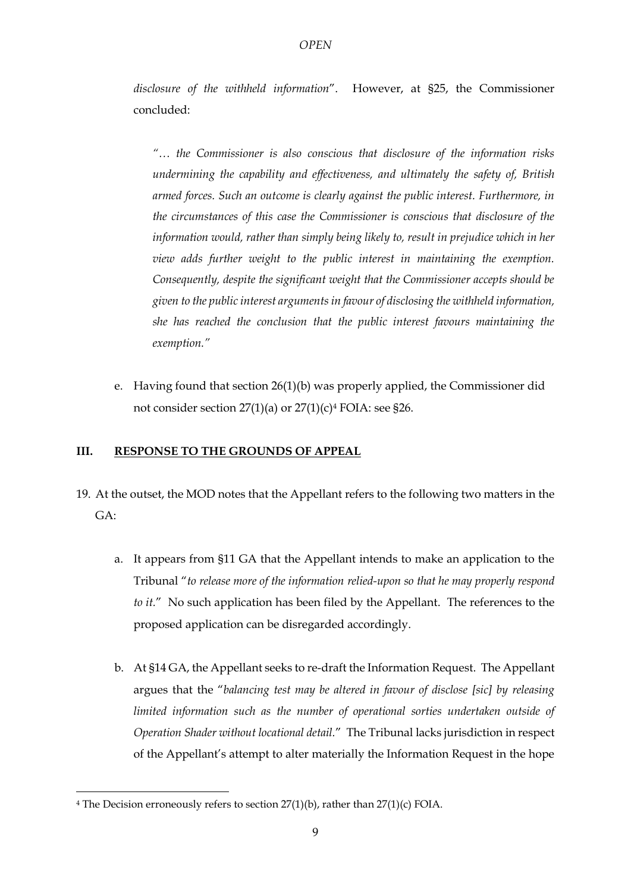*disclosure of the withheld information*". However, at §25, the Commissioner concluded:

> "*… the Commissioner is also conscious that disclosure of the information risks undermining the capability and effectiveness, and ultimately the safety of, British armed forces. Such an outcome is clearly against the public interest. Furthermore, in the circumstances of this case the Commissioner is conscious that disclosure of the information would, rather than simply being likely to, result in prejudice which in her view adds further weight to the public interest in maintaining the exemption. Consequently, despite the significant weight that the Commissioner accepts should be given to the public interest arguments in favour of disclosing the withheld information, she has reached the conclusion that the public interest favours maintaining the exemption.*"

e. Having found that section 26(1)(b) was properly applied, the Commissioner did not consider section 27(1)(a) or 27(1)(c)[4] FOIA: see §26.

## III. RESPONSE TO THE GROUNDS OF APPEAL

19. At the outset, the MOD notes that the Appellant refers to the following two matters in the GA:

    a. It appears from §11 GA that the Appellant intends to make an application to the Tribunal "*to release more of the information relied-upon so that he may properly respond to it.*" No such application has been filed by the Appellant. The references to the proposed application can be disregarded accordingly.

    b. At §14 GA, the Appellant seeks to re-draft the Information Request. The Appellant argues that the "*balancing test may be altered in favour of disclose [sic] by releasing limited information such as the number of operational sorties undertaken outside of Operation Shader without locational detail.*" The Tribunal lacks jurisdiction in respect of the Appellant's attempt to alter materially the Information Request in the hope

---

[4] The Decision erroneously refers to section 27(1)(b), rather than 27(1)(c) FOIA.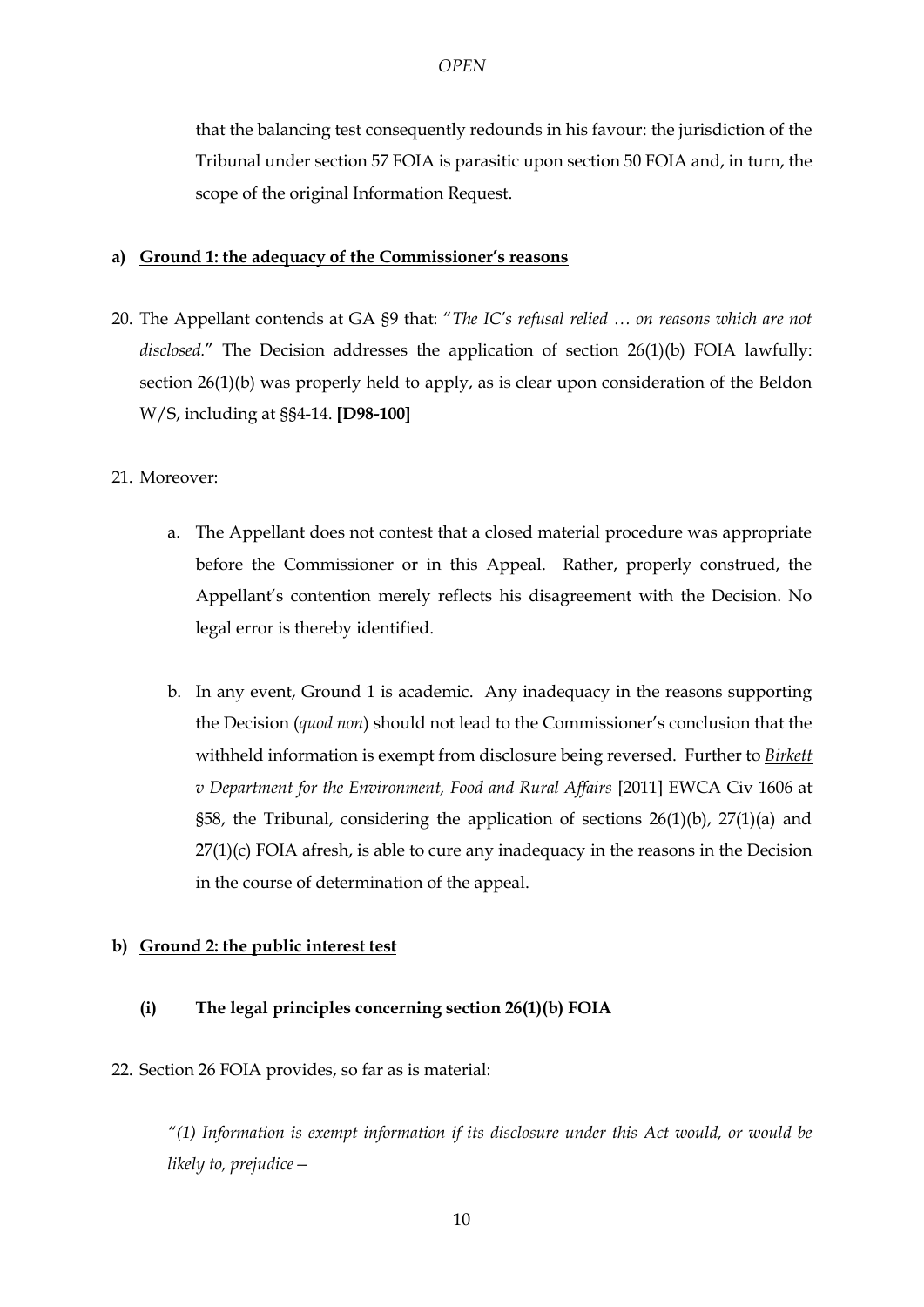that the balancing test consequently redounds in his favour: the jurisdiction of the Tribunal under section 57 FOIA is parasitic upon section 50 FOIA and, in turn, the scope of the original Information Request.

**a) <u>Ground 1: the adequacy of the Commissioner's reasons</u>**

20. The Appellant contends at GA §9 that: "*The IC's refusal relied … on reasons which are not disclosed.*" The Decision addresses the application of section 26(1)(b) FOIA lawfully: section 26(1)(b) was properly held to apply, as is clear upon consideration of the Beldon W/S, including at §§4-14. **[D98-100]**

21. Moreover:

    a. The Appellant does not contest that a closed material procedure was appropriate before the Commissioner or in this Appeal. Rather, properly construed, the Appellant's contention merely reflects his disagreement with the Decision. No legal error is thereby identified.

    b. In any event, Ground 1 is academic. Any inadequacy in the reasons supporting the Decision (*quod non*) should not lead to the Commissioner's conclusion that the withheld information is exempt from disclosure being reversed. Further to <u>*Birkett v Department for the Environment, Food and Rural Affairs*</u> [2011] EWCA Civ 1606 at §58, the Tribunal, considering the application of sections 26(1)(b), 27(1)(a) and 27(1)(c) FOIA afresh, is able to cure any inadequacy in the reasons in the Decision in the course of determination of the appeal.

**b) <u>Ground 2: the public interest test</u>**

**(i) The legal principles concerning section 26(1)(b) FOIA**

22. Section 26 FOIA provides, so far as is material:

*"(1) Information is exempt information if its disclosure under this Act would, or would be likely to, prejudice—*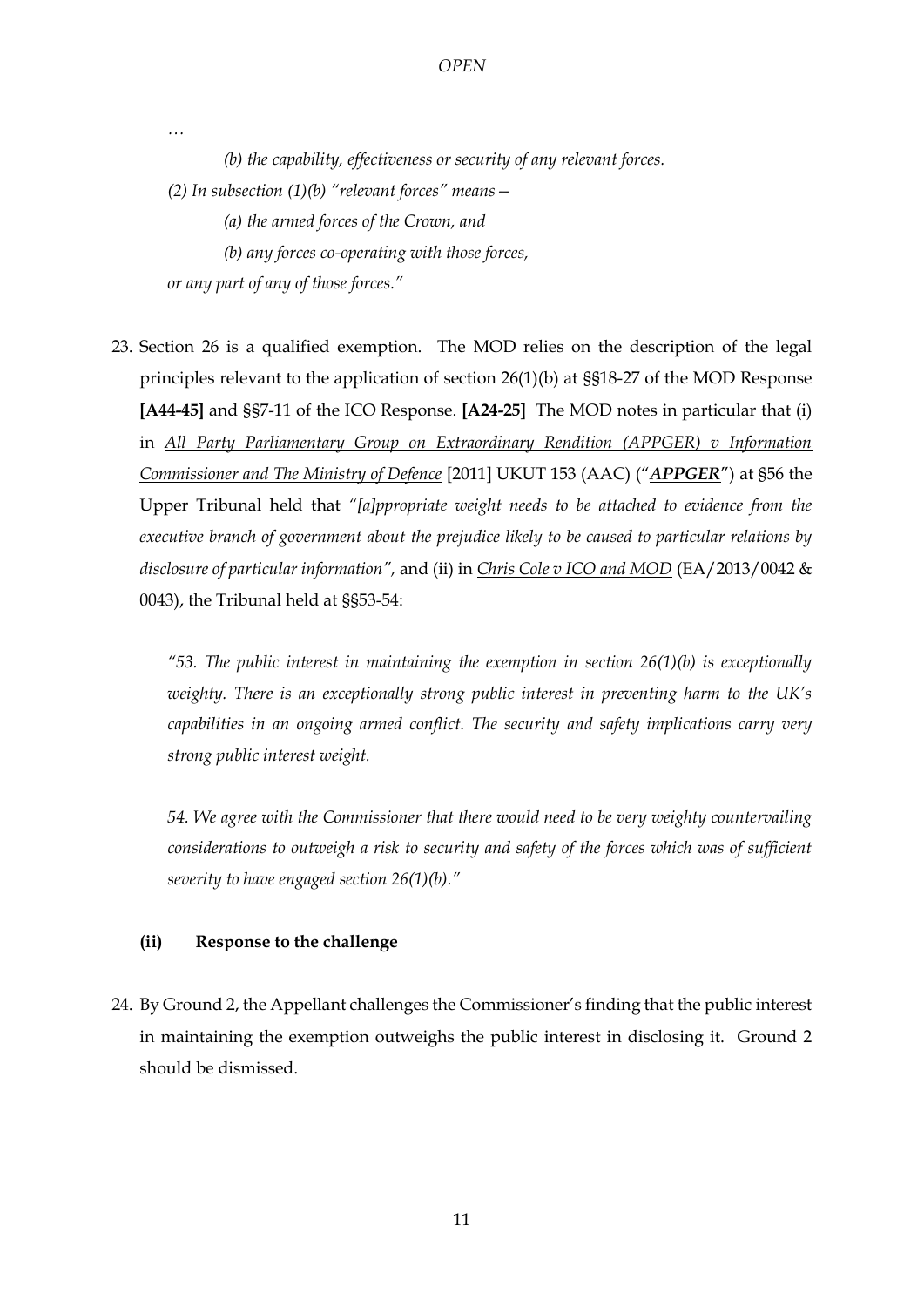…

> *(b) the capability, effectiveness or security of any relevant forces.*
>
> *(2) In subsection (1)(b) "relevant forces" means—*
>
> *(a) the armed forces of the Crown, and*
>
> *(b) any forces co-operating with those forces,*
>
> *or any part of any of those forces."*

23. Section 26 is a qualified exemption. The MOD relies on the description of the legal principles relevant to the application of section 26(1)(b) at §§18-27 of the MOD Response **[A44-45]** and §§7-11 of the ICO Response. **[A24-25]** The MOD notes in particular that (i) in _All Party Parliamentary Group on Extraordinary Rendition (APPGER) v Information Commissioner and The Ministry of Defence_ [2011] UKUT 153 (AAC) ("***APPGER***") at §56 the Upper Tribunal held that *"[a]ppropriate weight needs to be attached to evidence from the executive branch of government about the prejudice likely to be caused to particular relations by disclosure of particular information"*, and (ii) in _Chris Cole v ICO and MOD_ (EA/2013/0042 & 0043), the Tribunal held at §§53-54:

    *"53. The public interest in maintaining the exemption in section 26(1)(b) is exceptionally weighty. There is an exceptionally strong public interest in preventing harm to the UK's capabilities in an ongoing armed conflict. The security and safety implications carry very strong public interest weight.*

    *54. We agree with the Commissioner that there would need to be very weighty countervailing considerations to outweigh a risk to security and safety of the forces which was of sufficient severity to have engaged section 26(1)(b)."*

### (ii) Response to the challenge

24. By Ground 2, the Appellant challenges the Commissioner's finding that the public interest in maintaining the exemption outweighs the public interest in disclosing it. Ground 2 should be dismissed.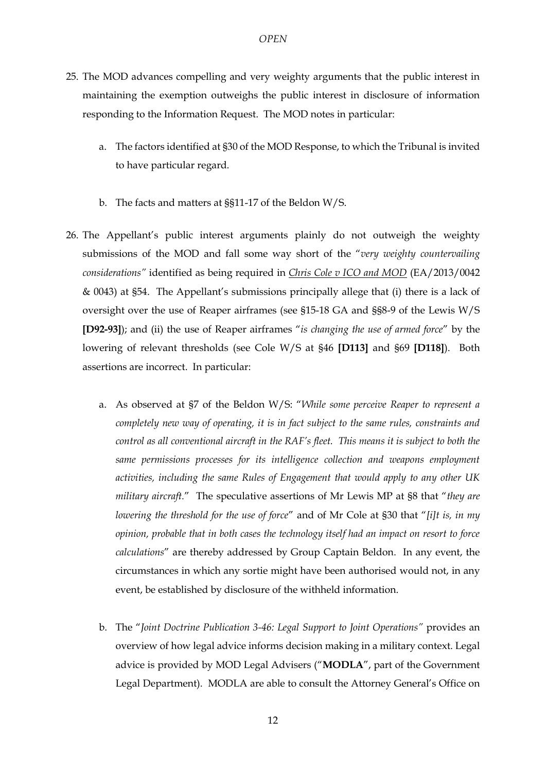25. The MOD advances compelling and very weighty arguments that the public interest in maintaining the exemption outweighs the public interest in disclosure of information responding to the Information Request. The MOD notes in particular:

    a. The factors identified at §30 of the MOD Response, to which the Tribunal is invited to have particular regard.

    b. The facts and matters at §§11-17 of the Beldon W/S.

26. The Appellant's public interest arguments plainly do not outweigh the weighty submissions of the MOD and fall some way short of the "*very weighty countervailing considerations*" identified as being required in *Chris Cole v ICO and MOD* (EA/2013/0042 & 0043) at §54. The Appellant's submissions principally allege that (i) there is a lack of oversight over the use of Reaper airframes (see §15-18 GA and §§8-9 of the Lewis W/S **[D92-93]**); and (ii) the use of Reaper airframes "*is changing the use of armed force*" by the lowering of relevant thresholds (see Cole W/S at §46 **[D113]** and §69 **[D118]**). Both assertions are incorrect. In particular:

    a. As observed at §7 of the Beldon W/S: "*While some perceive Reaper to represent a completely new way of operating, it is in fact subject to the same rules, constraints and control as all conventional aircraft in the RAF's fleet. This means it is subject to both the same permissions processes for its intelligence collection and weapons employment activities, including the same Rules of Engagement that would apply to any other UK military aircraft.*" The speculative assertions of Mr Lewis MP at §8 that "*they are lowering the threshold for the use of force*" and of Mr Cole at §30 that "*[i]t is, in my opinion, probable that in both cases the technology itself had an impact on resort to force calculations*" are thereby addressed by Group Captain Beldon. In any event, the circumstances in which any sortie might have been authorised would not, in any event, be established by disclosure of the withheld information.

    b. The "*Joint Doctrine Publication 3-46: Legal Support to Joint Operations*" provides an overview of how legal advice informs decision making in a military context. Legal advice is provided by MOD Legal Advisers ("**MODLA**", part of the Government Legal Department). MODLA are able to consult the Attorney General's Office on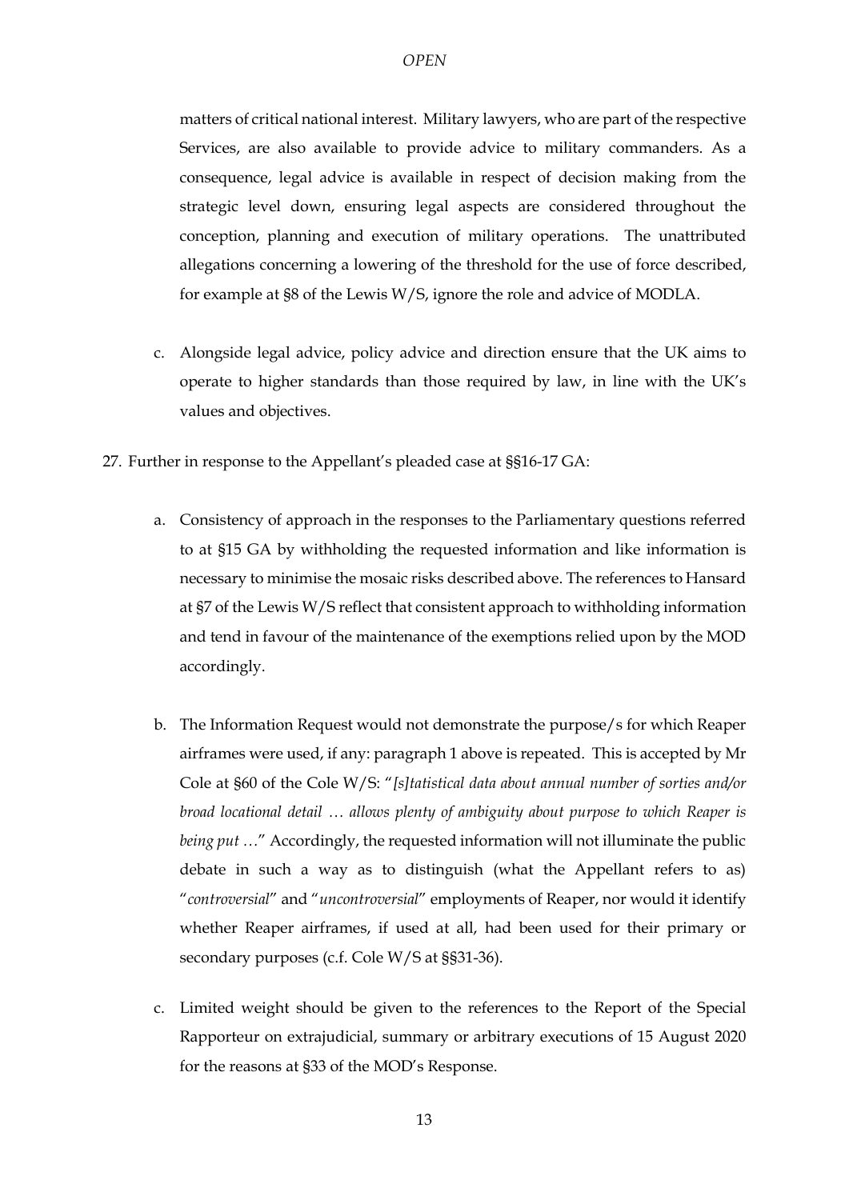matters of critical national interest. Military lawyers, who are part of the respective Services, are also available to provide advice to military commanders. As a consequence, legal advice is available in respect of decision making from the strategic level down, ensuring legal aspects are considered throughout the conception, planning and execution of military operations. The unattributed allegations concerning a lowering of the threshold for the use of force described, for example at §8 of the Lewis W/S, ignore the role and advice of MODLA.

c. Alongside legal advice, policy advice and direction ensure that the UK aims to operate to higher standards than those required by law, in line with the UK's values and objectives.

27. Further in response to the Appellant's pleaded case at §§16-17 GA:

    a. Consistency of approach in the responses to the Parliamentary questions referred to at §15 GA by withholding the requested information and like information is necessary to minimise the mosaic risks described above. The references to Hansard at §7 of the Lewis W/S reflect that consistent approach to withholding information and tend in favour of the maintenance of the exemptions relied upon by the MOD accordingly.

    b. The Information Request would not demonstrate the purpose/s for which Reaper airframes were used, if any: paragraph 1 above is repeated. This is accepted by Mr Cole at §60 of the Cole W/S: "*[s]tatistical data about annual number of sorties and/or broad locational detail … allows plenty of ambiguity about purpose to which Reaper is being put …*" Accordingly, the requested information will not illuminate the public debate in such a way as to distinguish (what the Appellant refers to as) "*controversial*" and "*uncontroversial*" employments of Reaper, nor would it identify whether Reaper airframes, if used at all, had been used for their primary or secondary purposes (c.f. Cole W/S at §§31-36).

    c. Limited weight should be given to the references to the Report of the Special Rapporteur on extrajudicial, summary or arbitrary executions of 15 August 2020 for the reasons at §33 of the MOD's Response.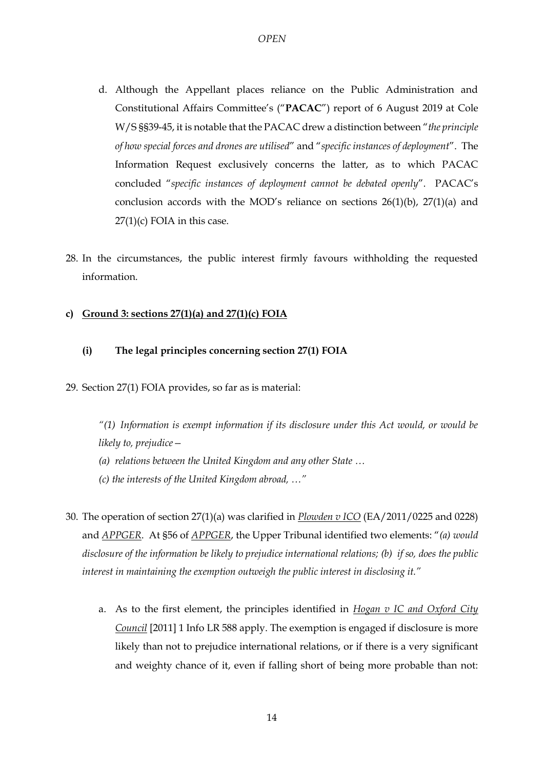d. Although the Appellant places reliance on the Public Administration and Constitutional Affairs Committee's ("**PACAC**") report of 6 August 2019 at Cole W/S §§39-45, it is notable that the PACAC drew a distinction between "*the principle of how special forces and drones are utilised*" and "*specific instances of deployment*". The Information Request exclusively concerns the latter, as to which PACAC concluded "*specific instances of deployment cannot be debated openly*". PACAC's conclusion accords with the MOD's reliance on sections 26(1)(b), 27(1)(a) and 27(1)(c) FOIA in this case.

28. In the circumstances, the public interest firmly favours withholding the requested information.

**c) <u>Ground 3: sections 27(1)(a) and 27(1)(c) FOIA</u>**

**(i) The legal principles concerning section 27(1) FOIA**

29. Section 27(1) FOIA provides, so far as is material:

*"(1) Information is exempt information if its disclosure under this Act would, or would be likely to, prejudice—*

*(a) relations between the United Kingdom and any other State …*

*(c) the interests of the United Kingdom abroad, …"*

30. The operation of section 27(1)(a) was clarified in *<u>Plowden v ICO</u>* (EA/2011/0225 and 0228) and *<u>APPGER</u>*. At §56 of *<u>APPGER</u>*, the Upper Tribunal identified two elements: "*(a) would disclosure of the information be likely to prejudice international relations; (b) if so, does the public interest in maintaining the exemption outweigh the public interest in disclosing it.*"

a. As to the first element, the principles identified in *<u>Hogan v IC and Oxford City Council</u>* [2011] 1 Info LR 588 apply. The exemption is engaged if disclosure is more likely than not to prejudice international relations, or if there is a very significant and weighty chance of it, even if falling short of being more probable than not: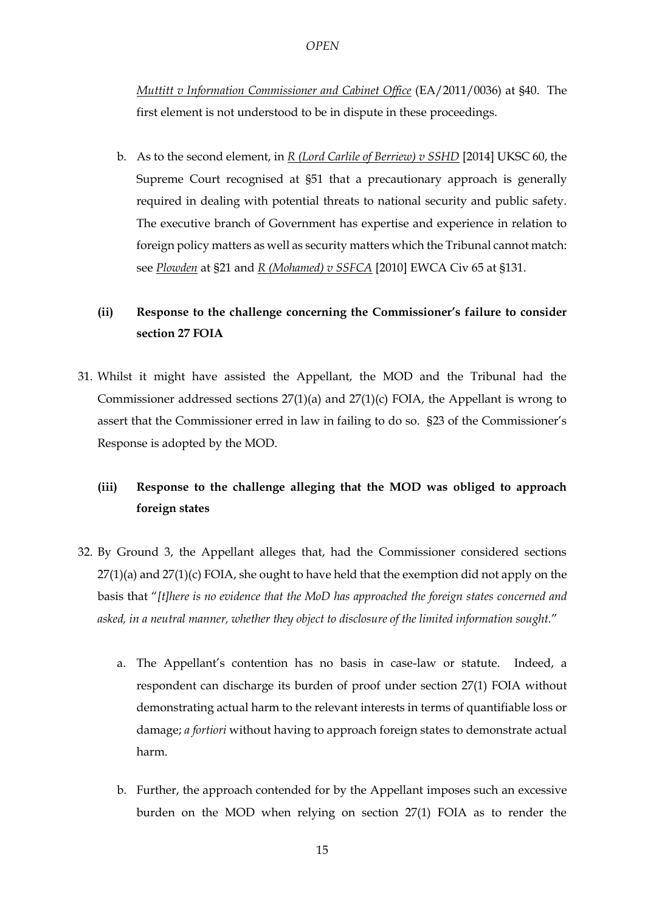*Muttitt v Information Commissioner and Cabinet Office* (EA/2011/0036) at §40. The first element is not understood to be in dispute in these proceedings.

b. As to the second element, in *R (Lord Carlile of Berriew) v SSHD* [2014] UKSC 60, the Supreme Court recognised at §51 that a precautionary approach is generally required in dealing with potential threats to national security and public safety. The executive branch of Government has expertise and experience in relation to foreign policy matters as well as security matters which the Tribunal cannot match: see *Plowden* at §21 and *R (Mohamed) v SSFCA* [2010] EWCA Civ 65 at §131.

**(ii) Response to the challenge concerning the Commissioner's failure to consider section 27 FOIA**

31. Whilst it might have assisted the Appellant, the MOD and the Tribunal had the Commissioner addressed sections 27(1)(a) and 27(1)(c) FOIA, the Appellant is wrong to assert that the Commissioner erred in law in failing to do so. §23 of the Commissioner's Response is adopted by the MOD.

**(iii) Response to the challenge alleging that the MOD was obliged to approach foreign states**

32. By Ground 3, the Appellant alleges that, had the Commissioner considered sections 27(1)(a) and 27(1)(c) FOIA, she ought to have held that the exemption did not apply on the basis that "*[t]here is no evidence that the MoD has approached the foreign states concerned and asked, in a neutral manner, whether they object to disclosure of the limited information sought.*"

a. The Appellant's contention has no basis in case-law or statute. Indeed, a respondent can discharge its burden of proof under section 27(1) FOIA without demonstrating actual harm to the relevant interests in terms of quantifiable loss or damage; *a fortiori* without having to approach foreign states to demonstrate actual harm.

b. Further, the approach contended for by the Appellant imposes such an excessive burden on the MOD when relying on section 27(1) FOIA as to render the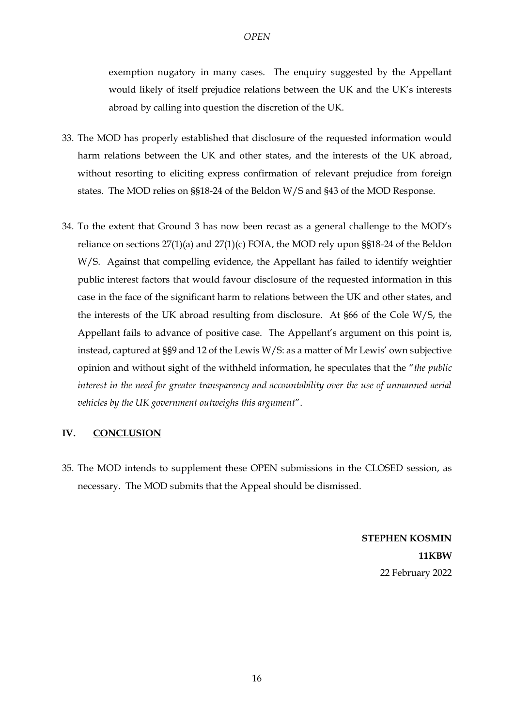exemption nugatory in many cases. The enquiry suggested by the Appellant would likely of itself prejudice relations between the UK and the UK's interests abroad by calling into question the discretion of the UK.

33. The MOD has properly established that disclosure of the requested information would harm relations between the UK and other states, and the interests of the UK abroad, without resorting to eliciting express confirmation of relevant prejudice from foreign states. The MOD relies on §§18-24 of the Beldon W/S and §43 of the MOD Response.

34. To the extent that Ground 3 has now been recast as a general challenge to the MOD's reliance on sections 27(1)(a) and 27(1)(c) FOIA, the MOD rely upon §§18-24 of the Beldon W/S. Against that compelling evidence, the Appellant has failed to identify weightier public interest factors that would favour disclosure of the requested information in this case in the face of the significant harm to relations between the UK and other states, and the interests of the UK abroad resulting from disclosure. At §66 of the Cole W/S, the Appellant fails to advance of positive case. The Appellant's argument on this point is, instead, captured at §§9 and 12 of the Lewis W/S: as a matter of Mr Lewis' own subjective opinion and without sight of the withheld information, he speculates that the "*the public interest in the need for greater transparency and accountability over the use of unmanned aerial vehicles by the UK government outweighs this argument*".

## IV. CONCLUSION

35. The MOD intends to supplement these OPEN submissions in the CLOSED session, as necessary. The MOD submits that the Appeal should be dismissed.

**STEPHEN KOSMIN**

**11KBW**

22 February 2022